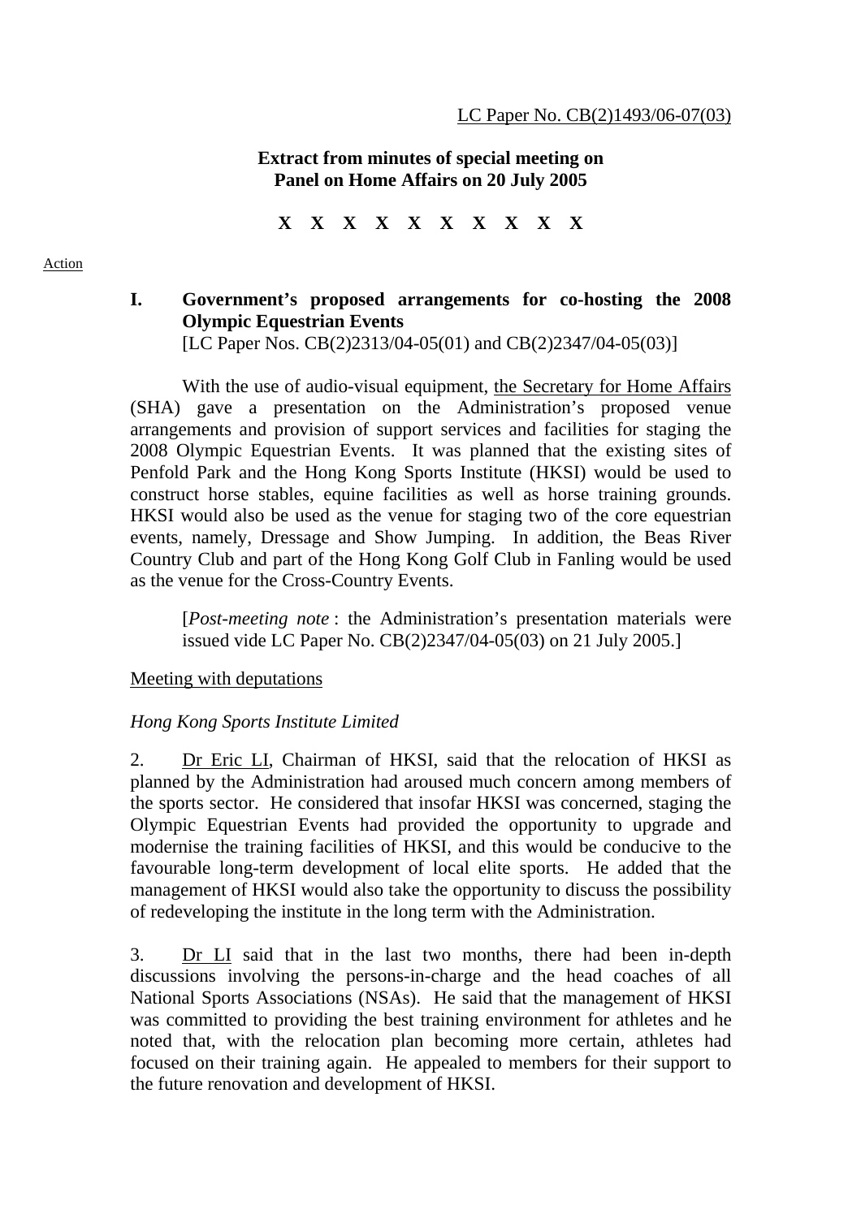LC Paper No. CB(2)1493/06-07(03)

**Extract from minutes of special meeting on Panel on Home Affairs on 20 July 2005**

**X X X X X X X X X X**

Action

## I. Government's proposed arrangements for co-hosting the 2008 Olympic Equestrian Events

[LC Paper Nos. CB(2)2313/04-05(01) and CB(2)2347/04-05(03)]

With the use of audio-visual equipment, the Secretary for Home Affairs (SHA) gave a presentation on the Administration's proposed venue arrangements and provision of support services and facilities for staging the 2008 Olympic Equestrian Events. It was planned that the existing sites of Penfold Park and the Hong Kong Sports Institute (HKSI) would be used to construct horse stables, equine facilities as well as horse training grounds. HKSI would also be used as the venue for staging two of the core equestrian events, namely, Dressage and Show Jumping. In addition, the Beas River Country Club and part of the Hong Kong Golf Club in Fanling would be used as the venue for the Cross-Country Events.

[*Post-meeting note* : the Administration's presentation materials were issued vide LC Paper No. CB(2)2347/04-05(03) on 21 July 2005.]

Meeting with deputations

*Hong Kong Sports Institute Limited*

2. Dr Eric LI, Chairman of HKSI, said that the relocation of HKSI as planned by the Administration had aroused much concern among members of the sports sector. He considered that insofar HKSI was concerned, staging the Olympic Equestrian Events had provided the opportunity to upgrade and modernise the training facilities of HKSI, and this would be conducive to the favourable long-term development of local elite sports. He added that the management of HKSI would also take the opportunity to discuss the possibility of redeveloping the institute in the long term with the Administration.

3. Dr LI said that in the last two months, there had been in-depth discussions involving the persons-in-charge and the head coaches of all National Sports Associations (NSAs). He said that the management of HKSI was committed to providing the best training environment for athletes and he noted that, with the relocation plan becoming more certain, athletes had focused on their training again. He appealed to members for their support to the future renovation and development of HKSI.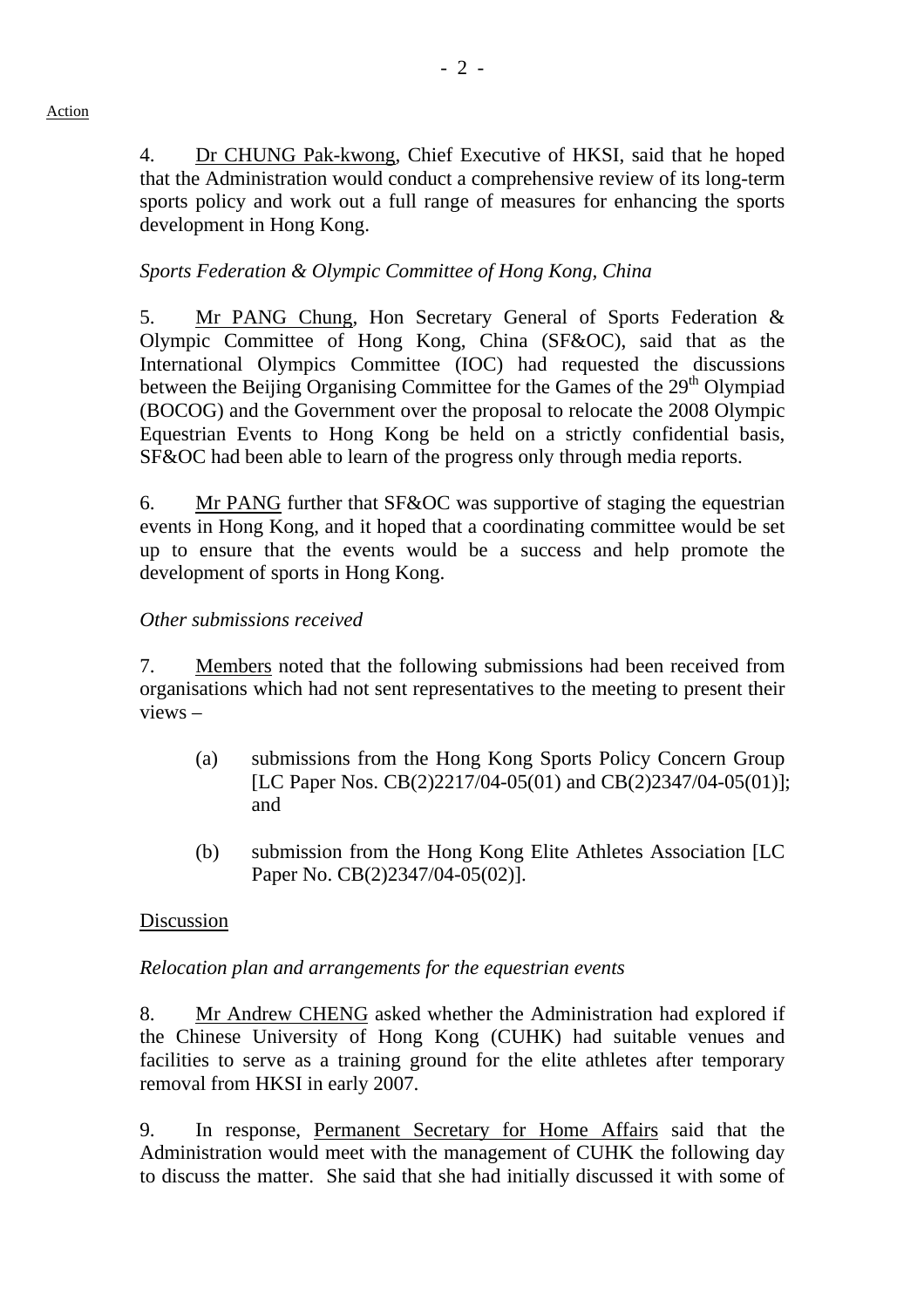Action

4. Dr CHUNG Pak-kwong, Chief Executive of HKSI, said that he hoped that the Administration would conduct a comprehensive review of its long-term sports policy and work out a full range of measures for enhancing the sports development in Hong Kong.

*Sports Federation & Olympic Committee of Hong Kong, China*

5. Mr PANG Chung, Hon Secretary General of Sports Federation & Olympic Committee of Hong Kong, China (SF&OC), said that as the International Olympics Committee (IOC) had requested the discussions between the Beijing Organising Committee for the Games of the 29th Olympiad (BOCOG) and the Government over the proposal to relocate the 2008 Olympic Equestrian Events to Hong Kong be held on a strictly confidential basis, SF&OC had been able to learn of the progress only through media reports.

6. Mr PANG further that SF&OC was supportive of staging the equestrian events in Hong Kong, and it hoped that a coordinating committee would be set up to ensure that the events would be a success and help promote the development of sports in Hong Kong.

*Other submissions received*

7. Members noted that the following submissions had been received from organisations which had not sent representatives to the meeting to present their views –

(a) submissions from the Hong Kong Sports Policy Concern Group [LC Paper Nos. CB(2)2217/04-05(01) and CB(2)2347/04-05(01)]; and

(b) submission from the Hong Kong Elite Athletes Association [LC Paper No. CB(2)2347/04-05(02)].

Discussion

*Relocation plan and arrangements for the equestrian events*

8. Mr Andrew CHENG asked whether the Administration had explored if the Chinese University of Hong Kong (CUHK) had suitable venues and facilities to serve as a training ground for the elite athletes after temporary removal from HKSI in early 2007.

9. In response, Permanent Secretary for Home Affairs said that the Administration would meet with the management of CUHK the following day to discuss the matter. She said that she had initially discussed it with some of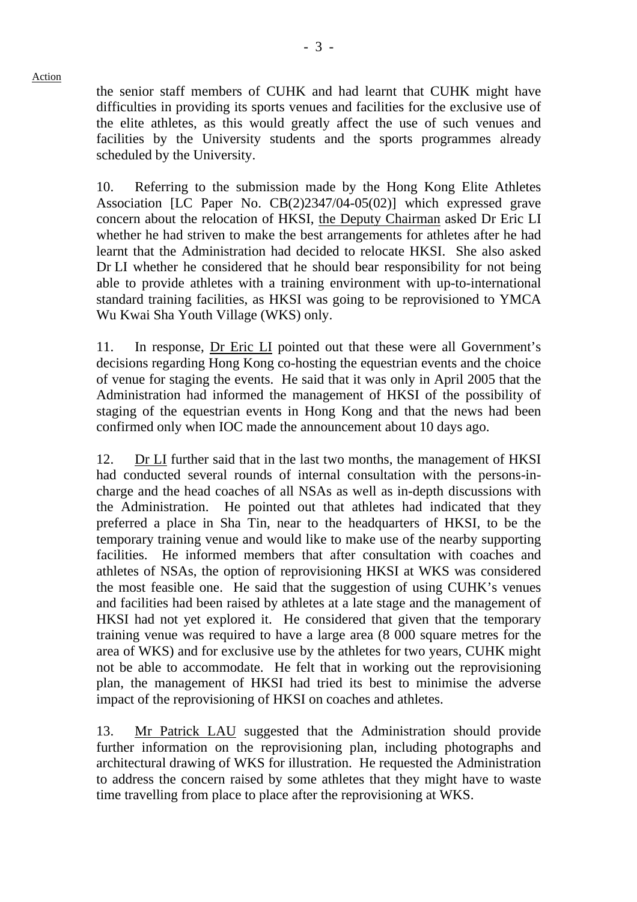the senior staff members of CUHK and had learnt that CUHK might have difficulties in providing its sports venues and facilities for the exclusive use of the elite athletes, as this would greatly affect the use of such venues and facilities by the University students and the sports programmes already scheduled by the University.

10. Referring to the submission made by the Hong Kong Elite Athletes Association [LC Paper No. CB(2)2347/04-05(02)] which expressed grave concern about the relocation of HKSI, the Deputy Chairman asked Dr Eric LI whether he had striven to make the best arrangements for athletes after he had learnt that the Administration had decided to relocate HKSI. She also asked Dr LI whether he considered that he should bear responsibility for not being able to provide athletes with a training environment with up-to-international standard training facilities, as HKSI was going to be reprovisioned to YMCA Wu Kwai Sha Youth Village (WKS) only.

11. In response, Dr Eric LI pointed out that these were all Government's decisions regarding Hong Kong co-hosting the equestrian events and the choice of venue for staging the events. He said that it was only in April 2005 that the Administration had informed the management of HKSI of the possibility of staging of the equestrian events in Hong Kong and that the news had been confirmed only when IOC made the announcement about 10 days ago.

12. Dr LI further said that in the last two months, the management of HKSI had conducted several rounds of internal consultation with the persons-in-charge and the head coaches of all NSAs as well as in-depth discussions with the Administration. He pointed out that athletes had indicated that they preferred a place in Sha Tin, near to the headquarters of HKSI, to be the temporary training venue and would like to make use of the nearby supporting facilities. He informed members that after consultation with coaches and athletes of NSAs, the option of reprovisioning HKSI at WKS was considered the most feasible one. He said that the suggestion of using CUHK's venues and facilities had been raised by athletes at a late stage and the management of HKSI had not yet explored it. He considered that given that the temporary training venue was required to have a large area (8 000 square metres for the area of WKS) and for exclusive use by the athletes for two years, CUHK might not be able to accommodate. He felt that in working out the reprovisioning plan, the management of HKSI had tried its best to minimise the adverse impact of the reprovisioning of HKSI on coaches and athletes.

13. Mr Patrick LAU suggested that the Administration should provide further information on the reprovisioning plan, including photographs and architectural drawing of WKS for illustration. He requested the Administration to address the concern raised by some athletes that they might have to waste time travelling from place to place after the reprovisioning at WKS.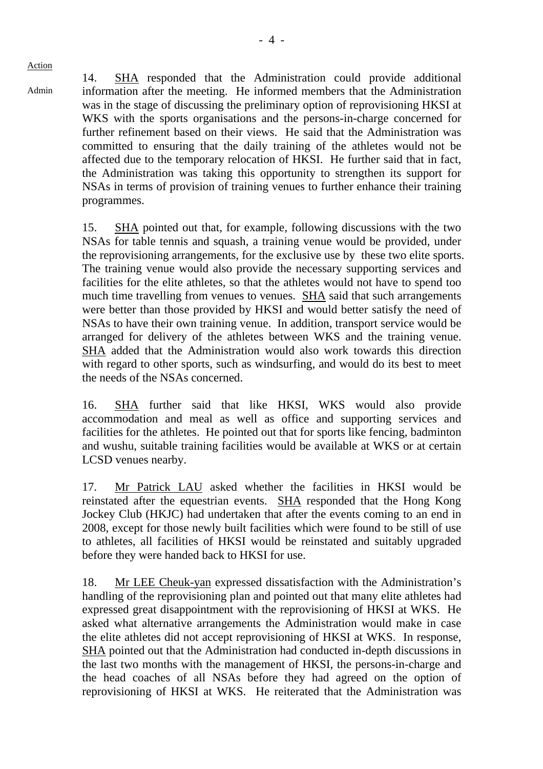Action

Admin

14. SHA responded that the Administration could provide additional information after the meeting. He informed members that the Administration was in the stage of discussing the preliminary option of reprovisioning HKSI at WKS with the sports organisations and the persons-in-charge concerned for further refinement based on their views. He said that the Administration was committed to ensuring that the daily training of the athletes would not be affected due to the temporary relocation of HKSI. He further said that in fact, the Administration was taking this opportunity to strengthen its support for NSAs in terms of provision of training venues to further enhance their training programmes.

15. SHA pointed out that, for example, following discussions with the two NSAs for table tennis and squash, a training venue would be provided, under the reprovisioning arrangements, for the exclusive use by these two elite sports. The training venue would also provide the necessary supporting services and facilities for the elite athletes, so that the athletes would not have to spend too much time travelling from venues to venues. SHA said that such arrangements were better than those provided by HKSI and would better satisfy the need of NSAs to have their own training venue. In addition, transport service would be arranged for delivery of the athletes between WKS and the training venue. SHA added that the Administration would also work towards this direction with regard to other sports, such as windsurfing, and would do its best to meet the needs of the NSAs concerned.

16. SHA further said that like HKSI, WKS would also provide accommodation and meal as well as office and supporting services and facilities for the athletes. He pointed out that for sports like fencing, badminton and wushu, suitable training facilities would be available at WKS or at certain LCSD venues nearby.

17. Mr Patrick LAU asked whether the facilities in HKSI would be reinstated after the equestrian events. SHA responded that the Hong Kong Jockey Club (HKJC) had undertaken that after the events coming to an end in 2008, except for those newly built facilities which were found to be still of use to athletes, all facilities of HKSI would be reinstated and suitably upgraded before they were handed back to HKSI for use.

18. Mr LEE Cheuk-yan expressed dissatisfaction with the Administration's handling of the reprovisioning plan and pointed out that many elite athletes had expressed great disappointment with the reprovisioning of HKSI at WKS. He asked what alternative arrangements the Administration would make in case the elite athletes did not accept reprovisioning of HKSI at WKS. In response, SHA pointed out that the Administration had conducted in-depth discussions in the last two months with the management of HKSI, the persons-in-charge and the head coaches of all NSAs before they had agreed on the option of reprovisioning of HKSI at WKS. He reiterated that the Administration was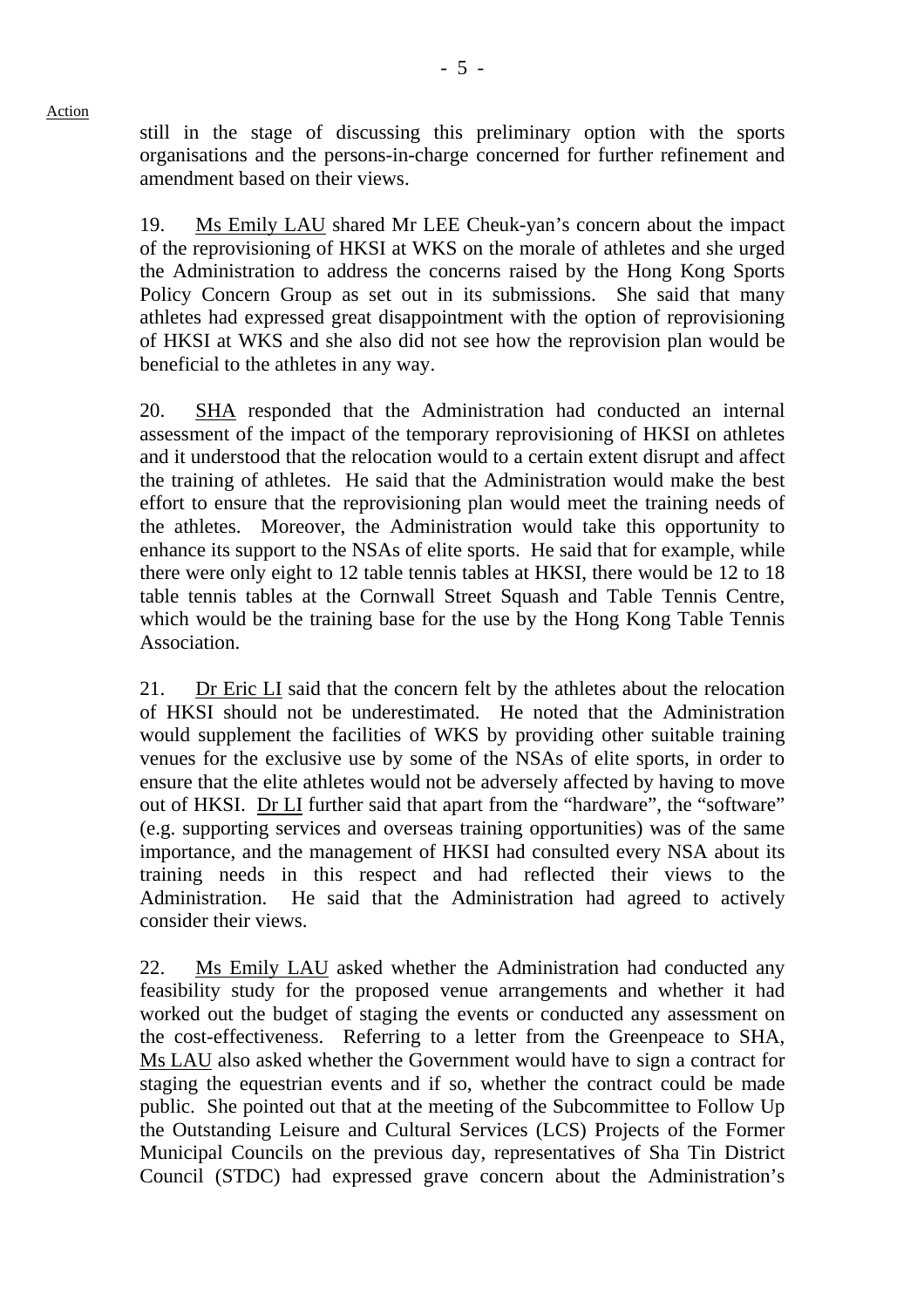still in the stage of discussing this preliminary option with the sports organisations and the persons-in-charge concerned for further refinement and amendment based on their views.

19. Ms Emily LAU shared Mr LEE Cheuk-yan's concern about the impact of the reprovisioning of HKSI at WKS on the morale of athletes and she urged the Administration to address the concerns raised by the Hong Kong Sports Policy Concern Group as set out in its submissions. She said that many athletes had expressed great disappointment with the option of reprovisioning of HKSI at WKS and she also did not see how the reprovision plan would be beneficial to the athletes in any way.

20. SHA responded that the Administration had conducted an internal assessment of the impact of the temporary reprovisioning of HKSI on athletes and it understood that the relocation would to a certain extent disrupt and affect the training of athletes. He said that the Administration would make the best effort to ensure that the reprovisioning plan would meet the training needs of the athletes. Moreover, the Administration would take this opportunity to enhance its support to the NSAs of elite sports. He said that for example, while there were only eight to 12 table tennis tables at HKSI, there would be 12 to 18 table tennis tables at the Cornwall Street Squash and Table Tennis Centre, which would be the training base for the use by the Hong Kong Table Tennis Association.

21. Dr Eric LI said that the concern felt by the athletes about the relocation of HKSI should not be underestimated. He noted that the Administration would supplement the facilities of WKS by providing other suitable training venues for the exclusive use by some of the NSAs of elite sports, in order to ensure that the elite athletes would not be adversely affected by having to move out of HKSI. Dr LI further said that apart from the "hardware", the "software" (e.g. supporting services and overseas training opportunities) was of the same importance, and the management of HKSI had consulted every NSA about its training needs in this respect and had reflected their views to the Administration. He said that the Administration had agreed to actively consider their views.

22. Ms Emily LAU asked whether the Administration had conducted any feasibility study for the proposed venue arrangements and whether it had worked out the budget of staging the events or conducted any assessment on the cost-effectiveness. Referring to a letter from the Greenpeace to SHA, Ms LAU also asked whether the Government would have to sign a contract for staging the equestrian events and if so, whether the contract could be made public. She pointed out that at the meeting of the Subcommittee to Follow Up the Outstanding Leisure and Cultural Services (LCS) Projects of the Former Municipal Councils on the previous day, representatives of Sha Tin District Council (STDC) had expressed grave concern about the Administration's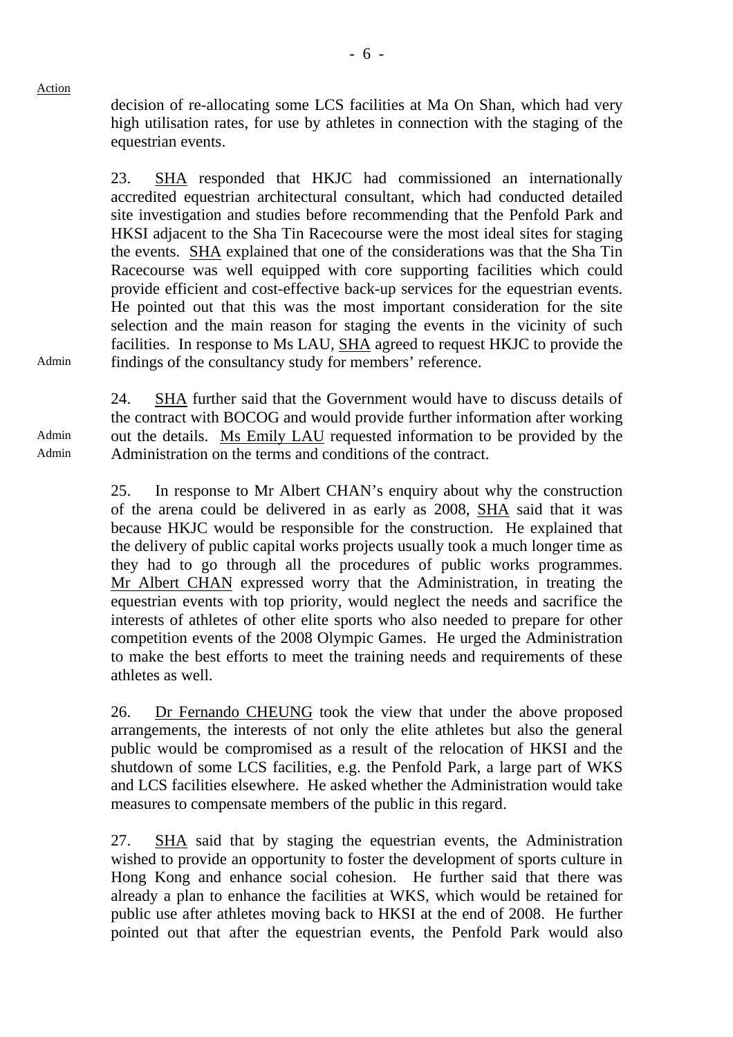decision of re-allocating some LCS facilities at Ma On Shan, which had very high utilisation rates, for use by athletes in connection with the staging of the equestrian events.

23. SHA responded that HKJC had commissioned an internationally accredited equestrian architectural consultant, which had conducted detailed site investigation and studies before recommending that the Penfold Park and HKSI adjacent to the Sha Tin Racecourse were the most ideal sites for staging the events. SHA explained that one of the considerations was that the Sha Tin Racecourse was well equipped with core supporting facilities which could provide efficient and cost-effective back-up services for the equestrian events. He pointed out that this was the most important consideration for the site selection and the main reason for staging the events in the vicinity of such facilities. In response to Ms LAU, SHA agreed to request HKJC to provide the findings of the consultancy study for members' reference.

Admin

24. SHA further said that the Government would have to discuss details of the contract with BOCOG and would provide further information after working out the details. Ms Emily LAU requested information to be provided by the Administration on the terms and conditions of the contract.

Admin
Admin

25. In response to Mr Albert CHAN's enquiry about why the construction of the arena could be delivered in as early as 2008, SHA said that it was because HKJC would be responsible for the construction. He explained that the delivery of public capital works projects usually took a much longer time as they had to go through all the procedures of public works programmes. Mr Albert CHAN expressed worry that the Administration, in treating the equestrian events with top priority, would neglect the needs and sacrifice the interests of athletes of other elite sports who also needed to prepare for other competition events of the 2008 Olympic Games. He urged the Administration to make the best efforts to meet the training needs and requirements of these athletes as well.

26. Dr Fernando CHEUNG took the view that under the above proposed arrangements, the interests of not only the elite athletes but also the general public would be compromised as a result of the relocation of HKSI and the shutdown of some LCS facilities, e.g. the Penfold Park, a large part of WKS and LCS facilities elsewhere. He asked whether the Administration would take measures to compensate members of the public in this regard.

27. SHA said that by staging the equestrian events, the Administration wished to provide an opportunity to foster the development of sports culture in Hong Kong and enhance social cohesion. He further said that there was already a plan to enhance the facilities at WKS, which would be retained for public use after athletes moving back to HKSI at the end of 2008. He further pointed out that after the equestrian events, the Penfold Park would also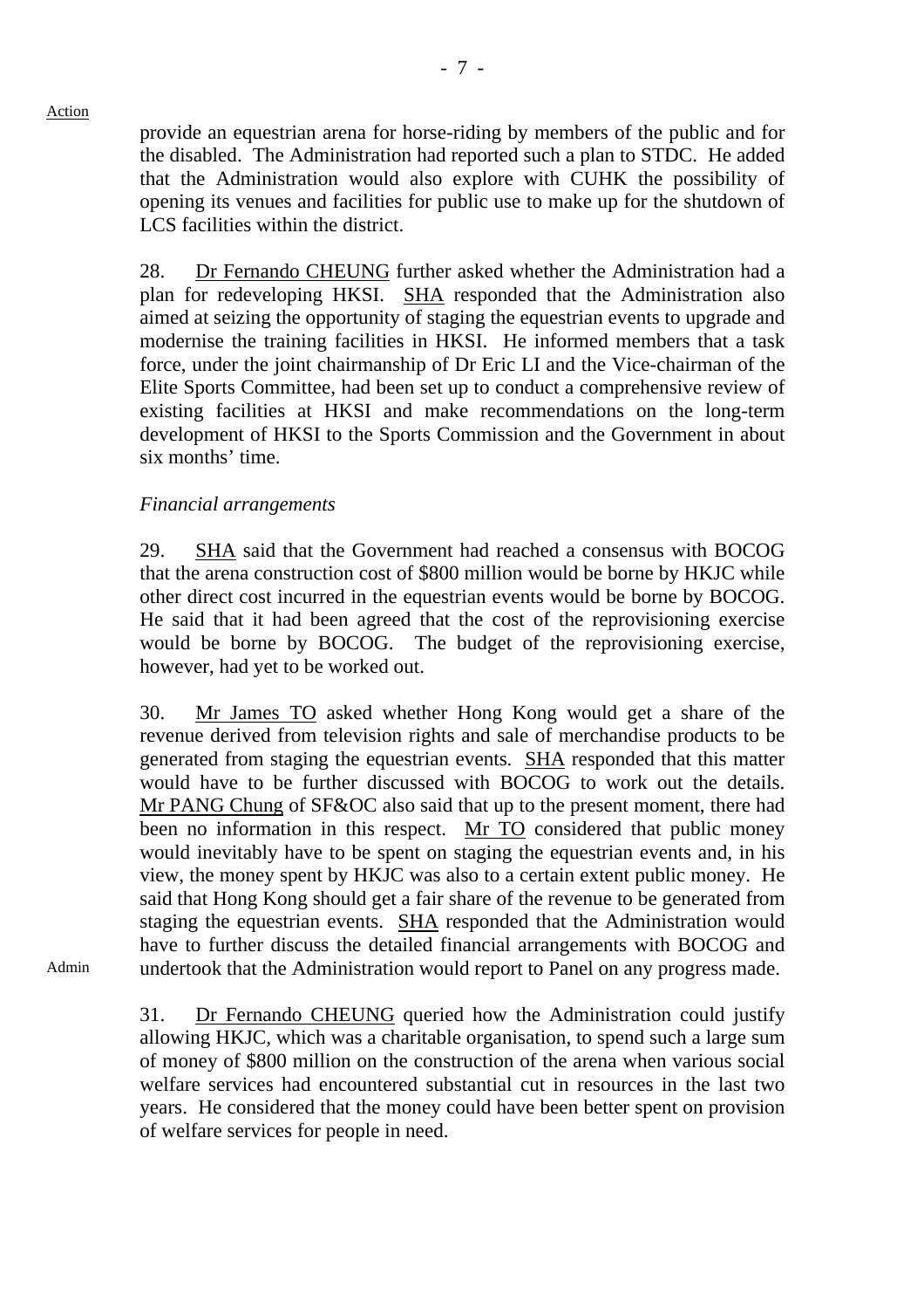Action

provide an equestrian arena for horse-riding by members of the public and for the disabled. The Administration had reported such a plan to STDC. He added that the Administration would also explore with CUHK the possibility of opening its venues and facilities for public use to make up for the shutdown of LCS facilities within the district.

28. Dr Fernando CHEUNG further asked whether the Administration had a plan for redeveloping HKSI. SHA responded that the Administration also aimed at seizing the opportunity of staging the equestrian events to upgrade and modernise the training facilities in HKSI. He informed members that a task force, under the joint chairmanship of Dr Eric LI and the Vice-chairman of the Elite Sports Committee, had been set up to conduct a comprehensive review of existing facilities at HKSI and make recommendations on the long-term development of HKSI to the Sports Commission and the Government in about six months' time.

*Financial arrangements*

29. SHA said that the Government had reached a consensus with BOCOG that the arena construction cost of $800 million would be borne by HKJC while other direct cost incurred in the equestrian events would be borne by BOCOG. He said that it had been agreed that the cost of the reprovisioning exercise would be borne by BOCOG. The budget of the reprovisioning exercise, however, had yet to be worked out.

30. Mr James TO asked whether Hong Kong would get a share of the revenue derived from television rights and sale of merchandise products to be generated from staging the equestrian events. SHA responded that this matter would have to be further discussed with BOCOG to work out the details. Mr PANG Chung of SF&OC also said that up to the present moment, there had been no information in this respect. Mr TO considered that public money would inevitably have to be spent on staging the equestrian events and, in his view, the money spent by HKJC was also to a certain extent public money. He said that Hong Kong should get a fair share of the revenue to be generated from staging the equestrian events. SHA responded that the Administration would have to further discuss the detailed financial arrangements with BOCOG and undertook that the Administration would report to Panel on any progress made.

Admin

31. Dr Fernando CHEUNG queried how the Administration could justify allowing HKJC, which was a charitable organisation, to spend such a large sum of money of $800 million on the construction of the arena when various social welfare services had encountered substantial cut in resources in the last two years. He considered that the money could have been better spent on provision of welfare services for people in need.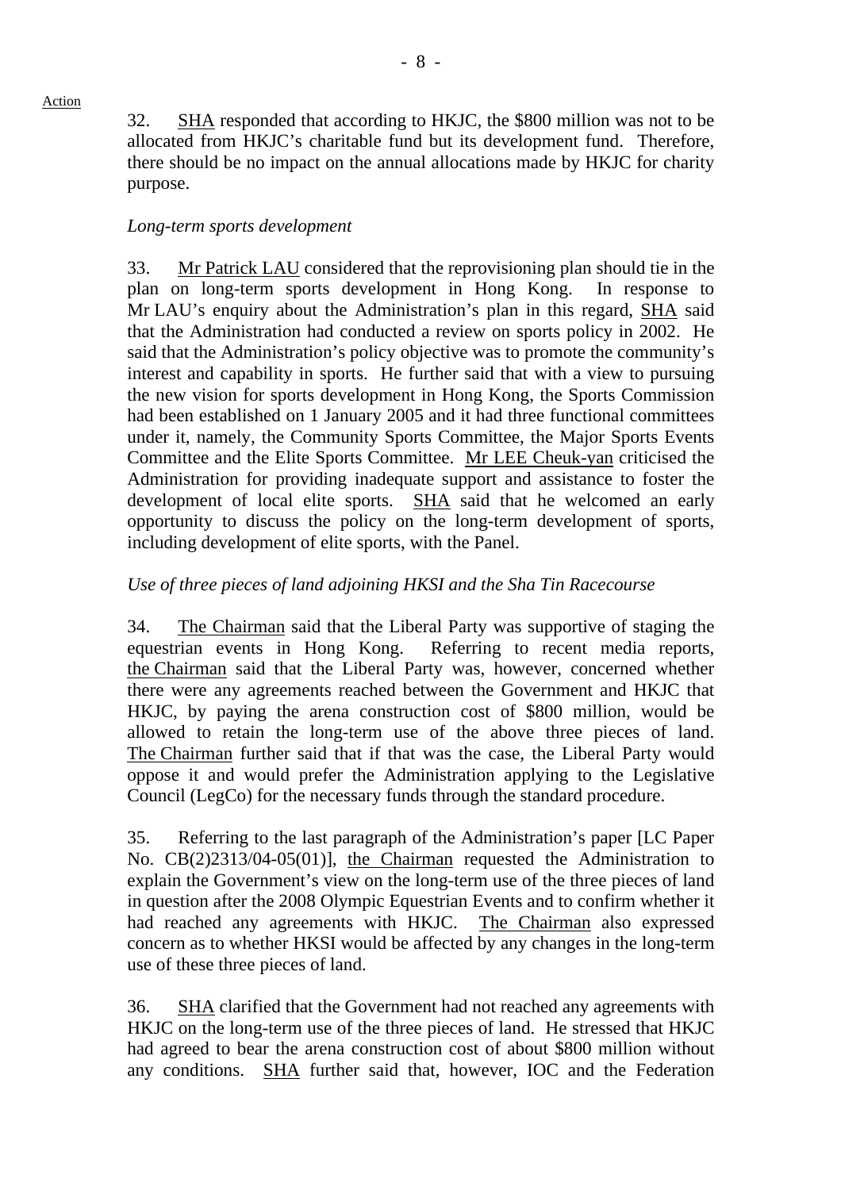32. SHA responded that according to HKJC, the $800 million was not to be allocated from HKJC's charitable fund but its development fund. Therefore, there should be no impact on the annual allocations made by HKJC for charity purpose.

*Long-term sports development*

33. Mr Patrick LAU considered that the reprovisioning plan should tie in the plan on long-term sports development in Hong Kong. In response to Mr LAU's enquiry about the Administration's plan in this regard, SHA said that the Administration had conducted a review on sports policy in 2002. He said that the Administration's policy objective was to promote the community's interest and capability in sports. He further said that with a view to pursuing the new vision for sports development in Hong Kong, the Sports Commission had been established on 1 January 2005 and it had three functional committees under it, namely, the Community Sports Committee, the Major Sports Events Committee and the Elite Sports Committee. Mr LEE Cheuk-yan criticised the Administration for providing inadequate support and assistance to foster the development of local elite sports. SHA said that he welcomed an early opportunity to discuss the policy on the long-term development of sports, including development of elite sports, with the Panel.

*Use of three pieces of land adjoining HKSI and the Sha Tin Racecourse*

34. The Chairman said that the Liberal Party was supportive of staging the equestrian events in Hong Kong. Referring to recent media reports, the Chairman said that the Liberal Party was, however, concerned whether there were any agreements reached between the Government and HKJC that HKJC, by paying the arena construction cost of $800 million, would be allowed to retain the long-term use of the above three pieces of land. The Chairman further said that if that was the case, the Liberal Party would oppose it and would prefer the Administration applying to the Legislative Council (LegCo) for the necessary funds through the standard procedure.

35. Referring to the last paragraph of the Administration's paper [LC Paper No. CB(2)2313/04-05(01)], the Chairman requested the Administration to explain the Government's view on the long-term use of the three pieces of land in question after the 2008 Olympic Equestrian Events and to confirm whether it had reached any agreements with HKJC. The Chairman also expressed concern as to whether HKSI would be affected by any changes in the long-term use of these three pieces of land.

36. SHA clarified that the Government had not reached any agreements with HKJC on the long-term use of the three pieces of land. He stressed that HKJC had agreed to bear the arena construction cost of about $800 million without any conditions. SHA further said that, however, IOC and the Federation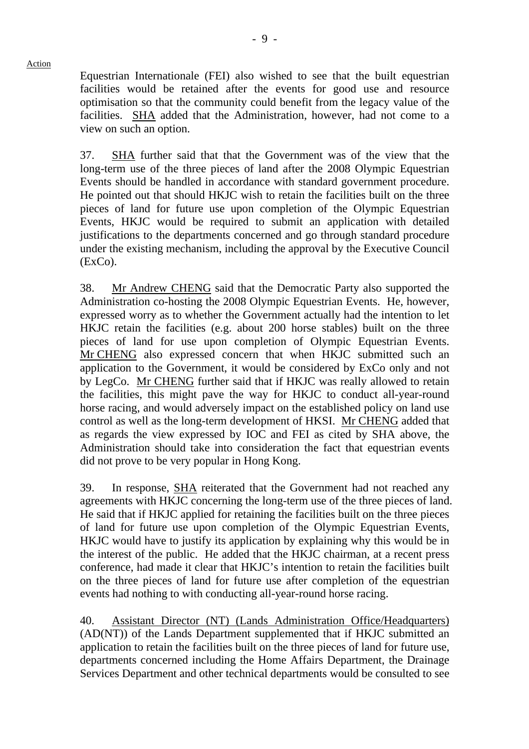Equestrian Internationale (FEI) also wished to see that the built equestrian facilities would be retained after the events for good use and resource optimisation so that the community could benefit from the legacy value of the facilities. SHA added that the Administration, however, had not come to a view on such an option.

37. SHA further said that that the Government was of the view that the long-term use of the three pieces of land after the 2008 Olympic Equestrian Events should be handled in accordance with standard government procedure. He pointed out that should HKJC wish to retain the facilities built on the three pieces of land for future use upon completion of the Olympic Equestrian Events, HKJC would be required to submit an application with detailed justifications to the departments concerned and go through standard procedure under the existing mechanism, including the approval by the Executive Council (ExCo).

38. Mr Andrew CHENG said that the Democratic Party also supported the Administration co-hosting the 2008 Olympic Equestrian Events. He, however, expressed worry as to whether the Government actually had the intention to let HKJC retain the facilities (e.g. about 200 horse stables) built on the three pieces of land for use upon completion of Olympic Equestrian Events. Mr CHENG also expressed concern that when HKJC submitted such an application to the Government, it would be considered by ExCo only and not by LegCo. Mr CHENG further said that if HKJC was really allowed to retain the facilities, this might pave the way for HKJC to conduct all-year-round horse racing, and would adversely impact on the established policy on land use control as well as the long-term development of HKSI. Mr CHENG added that as regards the view expressed by IOC and FEI as cited by SHA above, the Administration should take into consideration the fact that equestrian events did not prove to be very popular in Hong Kong.

39. In response, SHA reiterated that the Government had not reached any agreements with HKJC concerning the long-term use of the three pieces of land. He said that if HKJC applied for retaining the facilities built on the three pieces of land for future use upon completion of the Olympic Equestrian Events, HKJC would have to justify its application by explaining why this would be in the interest of the public. He added that the HKJC chairman, at a recent press conference, had made it clear that HKJC's intention to retain the facilities built on the three pieces of land for future use after completion of the equestrian events had nothing to with conducting all-year-round horse racing.

40. Assistant Director (NT) (Lands Administration Office/Headquarters) (AD(NT)) of the Lands Department supplemented that if HKJC submitted an application to retain the facilities built on the three pieces of land for future use, departments concerned including the Home Affairs Department, the Drainage Services Department and other technical departments would be consulted to see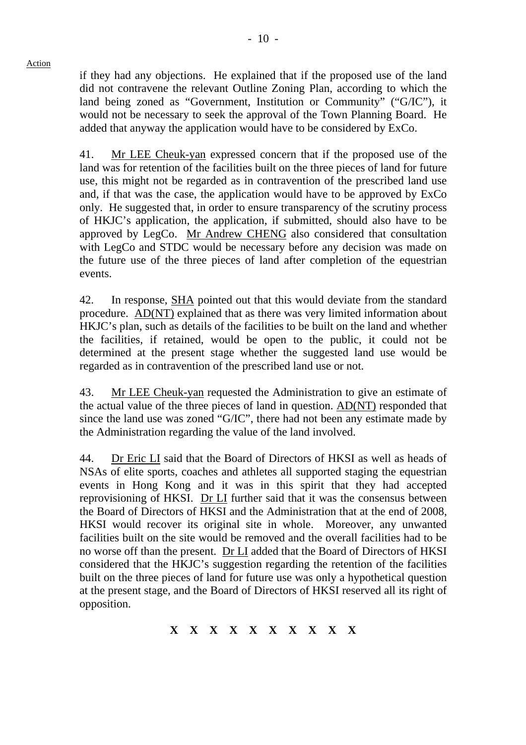Action

if they had any objections. He explained that if the proposed use of the land did not contravene the relevant Outline Zoning Plan, according to which the land being zoned as "Government, Institution or Community" ("G/IC"), it would not be necessary to seek the approval of the Town Planning Board. He added that anyway the application would have to be considered by ExCo.

41. Mr LEE Cheuk-yan expressed concern that if the proposed use of the land was for retention of the facilities built on the three pieces of land for future use, this might not be regarded as in contravention of the prescribed land use and, if that was the case, the application would have to be approved by ExCo only. He suggested that, in order to ensure transparency of the scrutiny process of HKJC's application, the application, if submitted, should also have to be approved by LegCo. Mr Andrew CHENG also considered that consultation with LegCo and STDC would be necessary before any decision was made on the future use of the three pieces of land after completion of the equestrian events.

42. In response, SHA pointed out that this would deviate from the standard procedure. AD(NT) explained that as there was very limited information about HKJC's plan, such as details of the facilities to be built on the land and whether the facilities, if retained, would be open to the public, it could not be determined at the present stage whether the suggested land use would be regarded as in contravention of the prescribed land use or not.

43. Mr LEE Cheuk-yan requested the Administration to give an estimate of the actual value of the three pieces of land in question. AD(NT) responded that since the land use was zoned "G/IC", there had not been any estimate made by the Administration regarding the value of the land involved.

44. Dr Eric LI said that the Board of Directors of HKSI as well as heads of NSAs of elite sports, coaches and athletes all supported staging the equestrian events in Hong Kong and it was in this spirit that they had accepted reprovisioning of HKSI. Dr LI further said that it was the consensus between the Board of Directors of HKSI and the Administration that at the end of 2008, HKSI would recover its original site in whole. Moreover, any unwanted facilities built on the site would be removed and the overall facilities had to be no worse off than the present. Dr LI added that the Board of Directors of HKSI considered that the HKJC's suggestion regarding the retention of the facilities built on the three pieces of land for future use was only a hypothetical question at the present stage, and the Board of Directors of HKSI reserved all its right of opposition.

**X X X X X X X X X X**